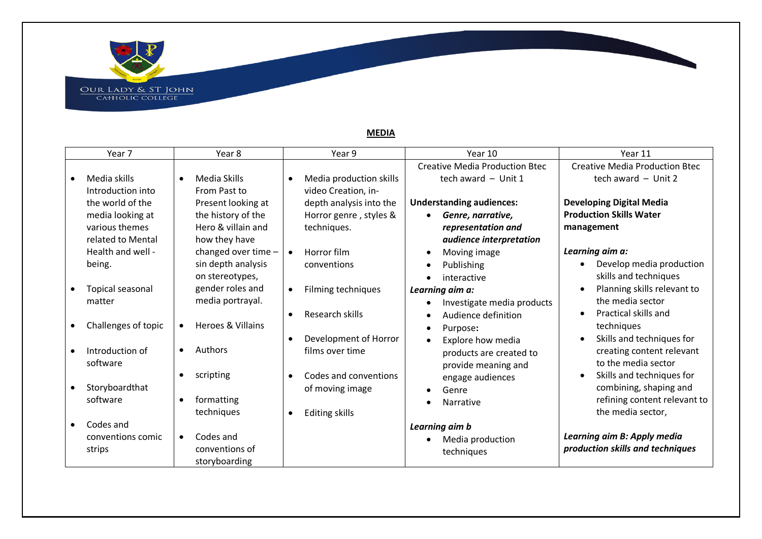Our Lady & St John Catholic College

**MEDIA**

| Year 7 | Year 8 | Year 9 | Year 10 | Year 11 |
| --- | --- | --- | --- | --- |
| • Media skills Introduction into the world of the media looking at various themes related to Mental Health and well - being.<br><br>• Topical seasonal matter<br><br>• Challenges of topic<br><br>• Introduction of software<br><br>• Storyboardthat software<br><br>• Codes and conventions comic strips | • Media Skills From Past to Present looking at the history of the Hero & villain and how they have changed over time – sin depth analysis on stereotypes, gender roles and media portrayal.<br><br>• Heroes & Villains<br><br>• Authors<br><br>• scripting<br><br>• formatting techniques<br><br>• Codes and conventions of storyboarding | • Media production skills video Creation, in-depth analysis into the Horror genre , styles & techniques.<br><br>• Horror film conventions<br><br>• Filming techniques<br><br>• Research skills<br><br>• Development of Horror films over time<br><br>• Codes and conventions of moving image<br><br>• Editing skills | Creative Media Production Btec tech award – Unit 1<br><br>**Understanding audiences:**<br>• ***Genre, narrative, representation and audience interpretation***<br>• Moving image<br>• Publishing<br>• interactive<br><br>***Learning aim a:***<br>• Investigate media products<br>• Audience definition<br>• Purpose**:**<br>• Explore how media products are created to provide meaning and engage audiences<br>• Genre<br>• Narrative<br><br>***Learning aim b***<br>• Media production techniques | Creative Media Production Btec tech award – Unit 2<br><br>**Developing Digital Media Production Skills Water management**<br><br>***Learning aim a:***<br>• Develop media production skills and techniques<br>• Planning skills relevant to the media sector<br>• Practical skills and techniques<br>• Skills and techniques for creating content relevant to the media sector<br>• Skills and techniques for combining, shaping and refining content relevant to the media sector,<br><br>***Learning aim B: Apply media production skills and techniques*** |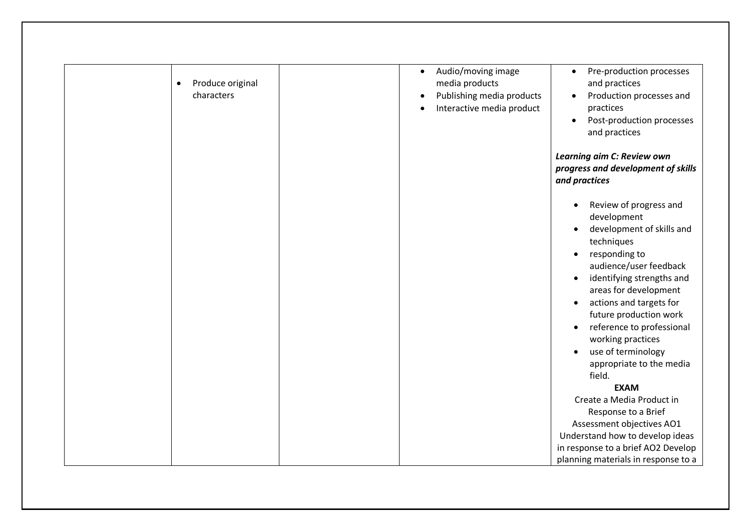|  |  |  |  |  |
|---|---|---|---|---|
|  | • Produce original characters |  | • Audio/moving image media products<br>• Publishing media products<br>• Interactive media product | • Pre-production processes and practices<br>• Production processes and practices<br>• Post-production processes and practices<br><br>***Learning aim C: Review own progress and development of skills and practices***<br><br>• Review of progress and development<br>• development of skills and techniques<br>• responding to audience/user feedback<br>• identifying strengths and areas for development<br>• actions and targets for future production work<br>• reference to professional working practices<br>• use of terminology appropriate to the media field.<br>**EXAM**<br>Create a Media Product in Response to a Brief<br>Assessment objectives AO1 Understand how to develop ideas in response to a brief AO2 Develop planning materials in response to a |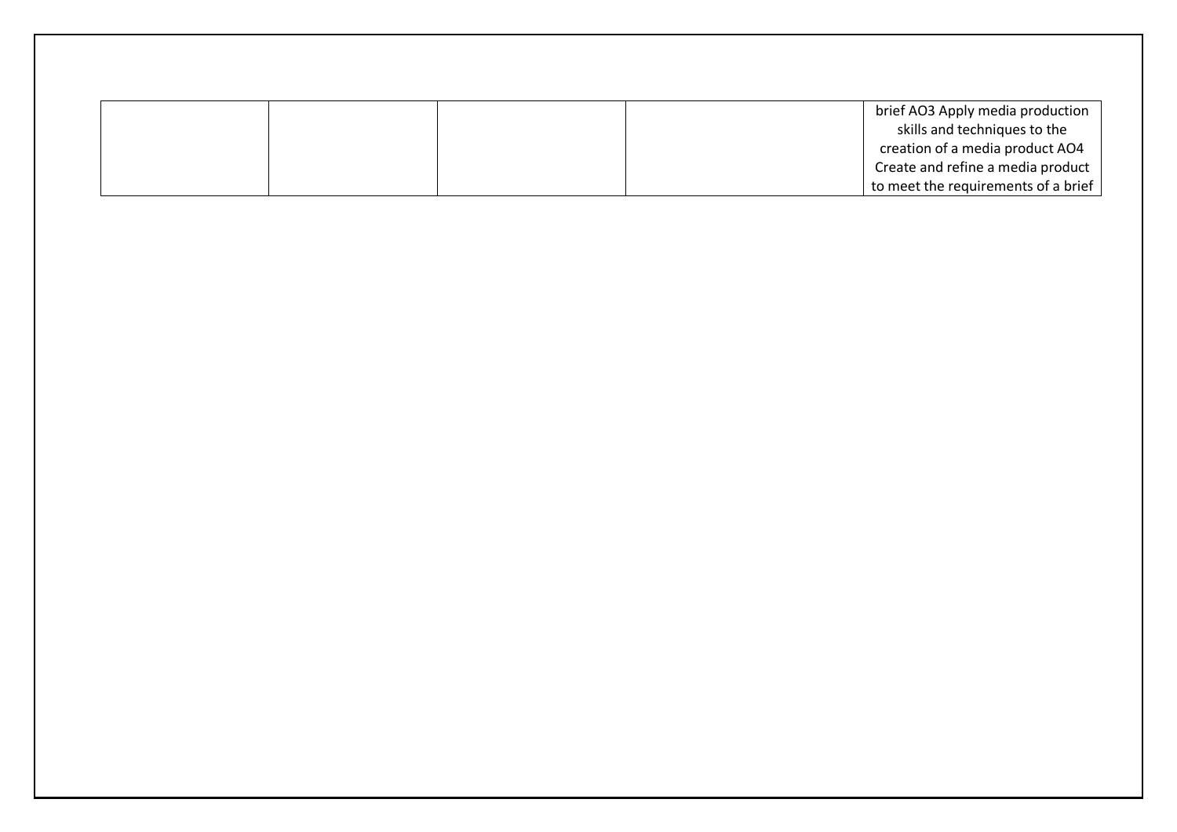| | | | | |
|---|---|---|---|---|
| | | | | brief AO3 Apply media production skills and techniques to the creation of a media product AO4 Create and refine a media product to meet the requirements of a brief |